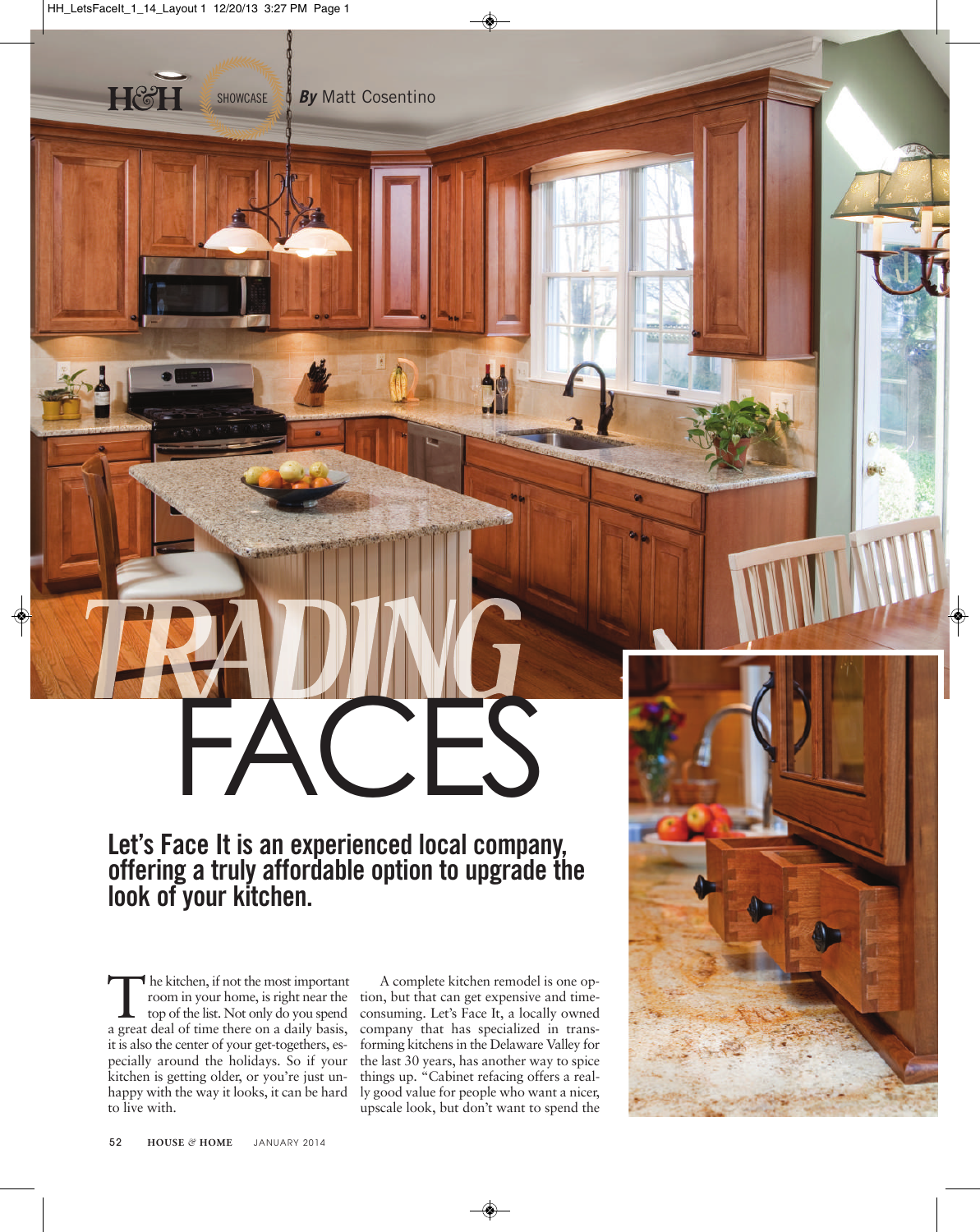H&H SHOWCASE *By* Matt Cosentino

# TRADING FACES

## Let's Face It is an experienced local company, offering a truly affordable option to upgrade the look of your kitchen.

The kitchen, if not the most important room in your home, is right near the top of the list. Not only do you spend a great deal of time there on a daily basis, it is also the center of your get-togethers, especially around the holidays. So if your kitchen is getting older, or you're just unhappy with the way it looks, it can be hard to live with.

A complete kitchen remodel is one option, but that can get expensive and time-consuming. Let's Face It, a locally owned company that has specialized in transforming kitchens in the Delaware Valley for the last 30 years, has another way to spice things up. "Cabinet refacing offers a really good value for people who want a nicer, upscale look, but don't want to spend the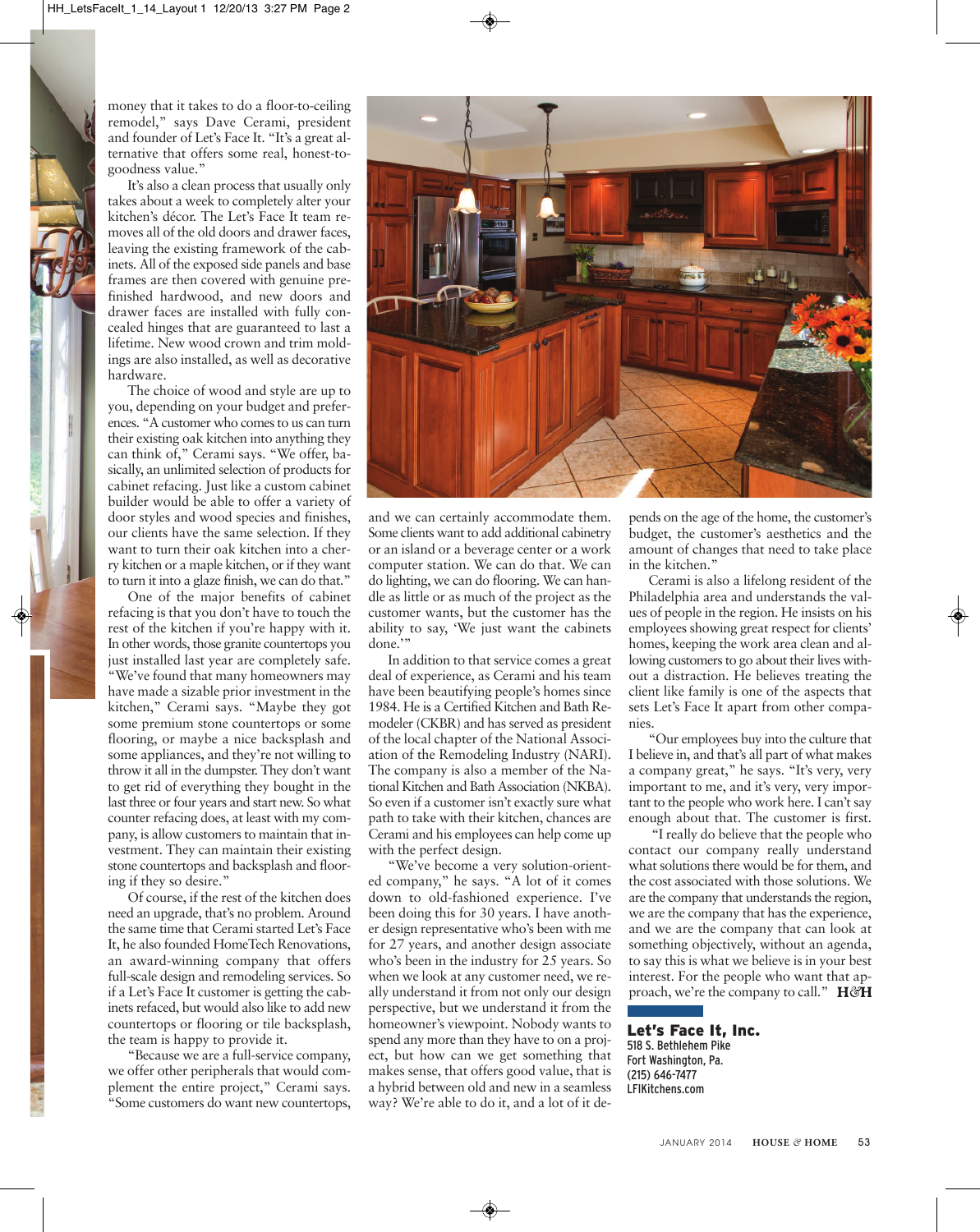money that it takes to do a floor-to-ceiling remodel," says Dave Cerami, president and founder of Let's Face It. "It's a great alternative that offers some real, honest-to-goodness value."

It's also a clean process that usually only takes about a week to completely alter your kitchen's décor. The Let's Face It team removes all of the old doors and drawer faces, leaving the existing framework of the cabinets. All of the exposed side panels and base frames are then covered with genuine prefinished hardwood, and new doors and drawer faces are installed with fully concealed hinges that are guaranteed to last a lifetime. New wood crown and trim moldings are also installed, as well as decorative hardware.

The choice of wood and style are up to you, depending on your budget and preferences. "A customer who comes to us can turn their existing oak kitchen into anything they can think of," Cerami says. "We offer, basically, an unlimited selection of products for cabinet refacing. Just like a custom cabinet builder would be able to offer a variety of door styles and wood species and finishes, our clients have the same selection. If they want to turn their oak kitchen into a cherry kitchen or a maple kitchen, or if they want to turn it into a glaze finish, we can do that."

One of the major benefits of cabinet refacing is that you don't have to touch the rest of the kitchen if you're happy with it. In other words, those granite countertops you just installed last year are completely safe. "We've found that many homeowners may have made a sizable prior investment in the kitchen," Cerami says. "Maybe they got some premium stone countertops or some flooring, or maybe a nice backsplash and some appliances, and they're not willing to throw it all in the dumpster. They don't want to get rid of everything they bought in the last three or four years and start new. So what counter refacing does, at least with my company, is allow customers to maintain that investment. They can maintain their existing stone countertops and backsplash and flooring if they so desire."

Of course, if the rest of the kitchen does need an upgrade, that's no problem. Around the same time that Cerami started Let's Face It, he also founded HomeTech Renovations, an award-winning company that offers full-scale design and remodeling services. So if a Let's Face It customer is getting the cabinets refaced, but would also like to add new countertops or flooring or tile backsplash, the team is happy to provide it.

"Because we are a full-service company, we offer other peripherals that would complement the entire project," Cerami says. "Some customers do want new countertops, and we can certainly accommodate them. Some clients want to add additional cabinetry or an island or a beverage center or a work computer station. We can do that. We can do flooring. We can do lighting, we can handle as little or as much of the project as the customer wants, but the customer has the ability to say, 'We just want the cabinets done.'"

In addition to that service comes a great deal of experience, as Cerami and his team have been beautifying people's homes since 1984. He is a Certified Kitchen and Bath Remodeler (CKBR) and has served as president of the local chapter of the National Association of the Remodeling Industry (NARI). The company is also a member of the National Kitchen and Bath Association (NKBA). So even if a customer isn't exactly sure what path to take with their kitchen, chances are Cerami and his employees can help come up with the perfect design.

"We've become a very solution-oriented company," he says. "A lot of it comes down to old-fashioned experience. I've been doing this for 30 years. I have another design representative who's been with me for 27 years, and another design associate who's been in the industry for 25 years. So when we look at any customer need, we really understand it from not only our design perspective, but we understand it from the homeowner's viewpoint. Nobody wants to spend any more than they have to on a project, but how can we get something that makes sense, that offers good value, that is a hybrid between old and new in a seamless way? We're able to do it, and a lot of it depends on the age of the home, the customer's budget, the customer's aesthetics and the amount of changes that need to take place in the kitchen."

Cerami is also a lifelong resident of the Philadelphia area and understands the values of people in the region. He insists on his employees showing great respect for clients' homes, keeping the work area clean and allowing customers to go about their lives without a distraction. He believes treating the client like family is one of the aspects that sets Let's Face It apart from other companies.

"Our employees buy into the culture that I believe in, and that's all part of what makes a company great," he says. "It's very, very important to me, and it's very, very important to the people who work here. I can't say enough about that. The customer is first.

"I really do believe that the people who contact our company really understand what solutions there would be for them, and the cost associated with those solutions. We are the company that understands the region, we are the company that has the experience, and we are the company that can look at something objectively, without an agenda, to say this is what we believe is in your best interest. For the people who want that approach, we're the company to call." **H&H**

**Let's Face It, Inc.**
518 S. Bethlehem Pike
Fort Washington, Pa.
(215) 646-7477
LFIKitchens.com